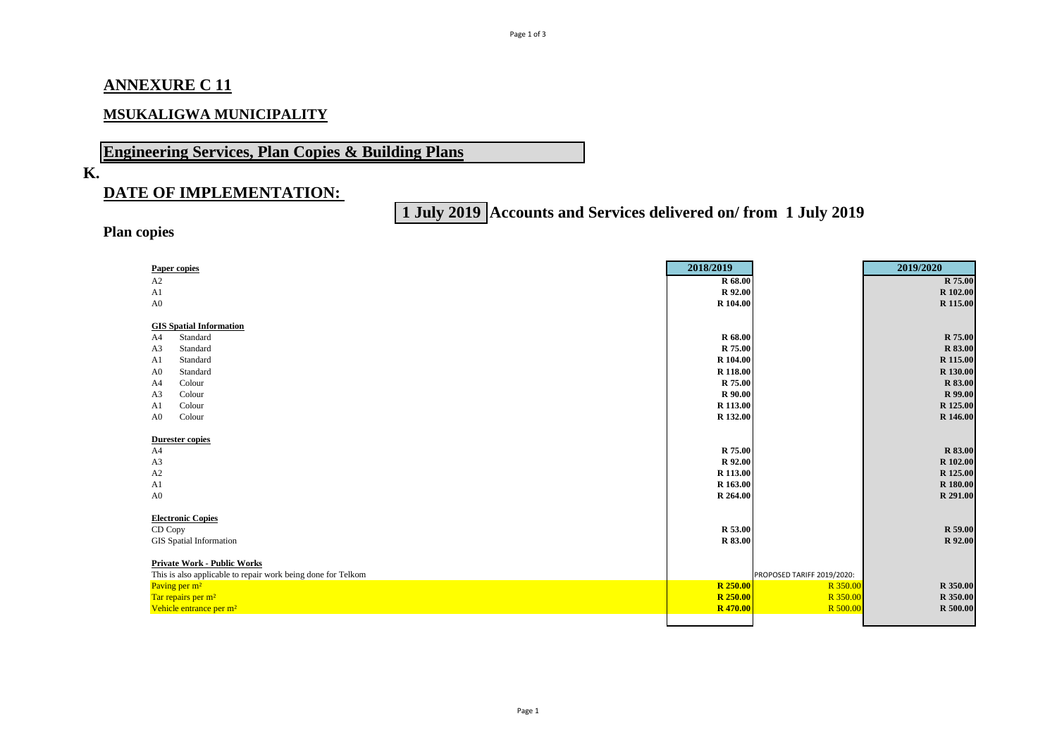## ANNEXURE C 11

## MSUKALIGWA MUNICIPALITY

## Engineering Services, Plan Copies & Building Plans

**K.**

## DATE OF IMPLEMENTATION:

**1 July 2019** **Accounts and Services delivered on/ from 1 July 2019**

### Plan copies

| | 2018/2019 | | 2019/2020 |
|---|---|---|---|
| **Paper copies** | | | |
| A2 | R 68.00 | | R 75.00 |
| A1 | R 92.00 | | R 102.00 |
| A0 | R 104.00 | | R 115.00 |
| | | | |
| **GIS Spatial Information** | | | |
| A4 Standard | R 68.00 | | R 75.00 |
| A3 Standard | R 75.00 | | R 83.00 |
| A1 Standard | R 104.00 | | R 115.00 |
| A0 Standard | R 118.00 | | R 130.00 |
| A4 Colour | R 75.00 | | R 83.00 |
| A3 Colour | R 90.00 | | R 99.00 |
| A1 Colour | R 113.00 | | R 125.00 |
| A0 Colour | R 132.00 | | R 146.00 |
| | | | |
| **Durester copies** | | | |
| A4 | R 75.00 | | R 83.00 |
| A3 | R 92.00 | | R 102.00 |
| A2 | R 113.00 | | R 125.00 |
| A1 | R 163.00 | | R 180.00 |
| A0 | R 264.00 | | R 291.00 |
| | | | |
| **Electronic Copies** | | | |
| CD Copy | R 53.00 | | R 59.00 |
| GIS Spatial Information | R 83.00 | | R 92.00 |
| | | | |
| **Private Work - Public Works** | | | |
| This is also applicable to repair work being done for Telkom | | PROPOSED TARIFF 2019/2020: | |
| Paving per m² | R 250.00 | R 350.00 | R 350.00 |
| Tar repairs per m² | R 250.00 | R 350.00 | R 350.00 |
| Vehicle entrance per m² | R 470.00 | R 500.00 | R 500.00 |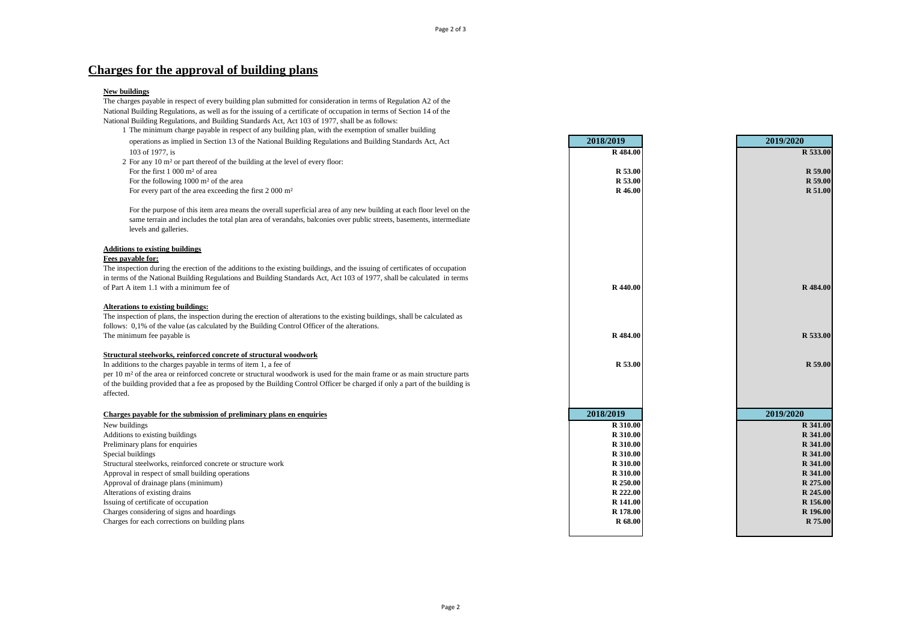# Charges for the approval of building plans

| | 2018/2019 | 2019/2020 |
|---|---|---|
| **New buildings** | | |
| The charges payable in respect of every building plan submitted for consideration in terms of Regulation A2 of the National Building Regulations, as well as for the issuing of a certificate of occupation in terms of Section 14 of the National Building Regulations, and Building Standards Act, Act 103 of 1977, shall be as follows: | | |
| 1 The minimum charge payable in respect of any building plan, with the exemption of smaller building operations as implied in Section 13 of the National Building Regulations and Building Standards Act, Act 103 of 1977, is | R 484.00 | R 533.00 |
| 2 For any 10 m² or part thereof of the building at the level of every floor: | | |
| For the first 1 000 m² of area | R 53.00 | R 59.00 |
| For the following 1000 m² of the area | R 53.00 | R 59.00 |
| For every part of the area exceeding the first 2 000 m² | R 46.00 | R 51.00 |
| For the purpose of this item area means the overall superficial area of any new building at each floor level on the same terrain and includes the total plan area of verandahs, balconies over public streets, basements, intermediate levels and galleries. | | |
| **Additions to existing buildings** | | |
| **Fees payable for:** | | |
| The inspection during the erection of the additions to the existing buildings, and the issuing of certificates of occupation in terms of the National Building Regulations and Building Standards Act, Act 103 of 1977, shall be calculated in terms of Part A item 1.1 with a minimum fee of | R 440.00 | R 484.00 |
| **Alterations to existing buildings:** | | |
| The inspection of plans, the inspection during the erection of alterations to the existing buildings, shall be calculated as follows: 0,1% of the value (as calculated by the Building Control Officer of the alterations. | | |
| The minimum fee payable is | R 484.00 | R 533.00 |
| **Structural steelworks, reinforced concrete of structural woodwork** | | |
| In additions to the charges payable in terms of item 1, a fee of per 10 m² of the area or reinforced concrete or structural woodwork is used for the main frame or as main structure parts of the building provided that a fee as proposed by the Building Control Officer be charged if only a part of the building is affected. | R 53.00 | R 59.00 |

| Charges payable for the submission of preliminary plans en enquiries | 2018/2019 | 2019/2020 |
|---|---|---|
| New buildings | R 310.00 | R 341.00 |
| Additions to existing buildings | R 310.00 | R 341.00 |
| Preliminary plans for enquiries | R 310.00 | R 341.00 |
| Special buildings | R 310.00 | R 341.00 |
| Structural steelworks, reinforced concrete or structure work | R 310.00 | R 341.00 |
| Approval in respect of small building operations | R 310.00 | R 341.00 |
| Approval of drainage plans (minimum) | R 250.00 | R 275.00 |
| Alterations of existing drains | R 222.00 | R 245.00 |
| Issuing of certificate of occupation | R 141.00 | R 156.00 |
| Charges considering of signs and hoardings | R 178.00 | R 196.00 |
| Charges for each corrections on building plans | R 68.00 | R 75.00 |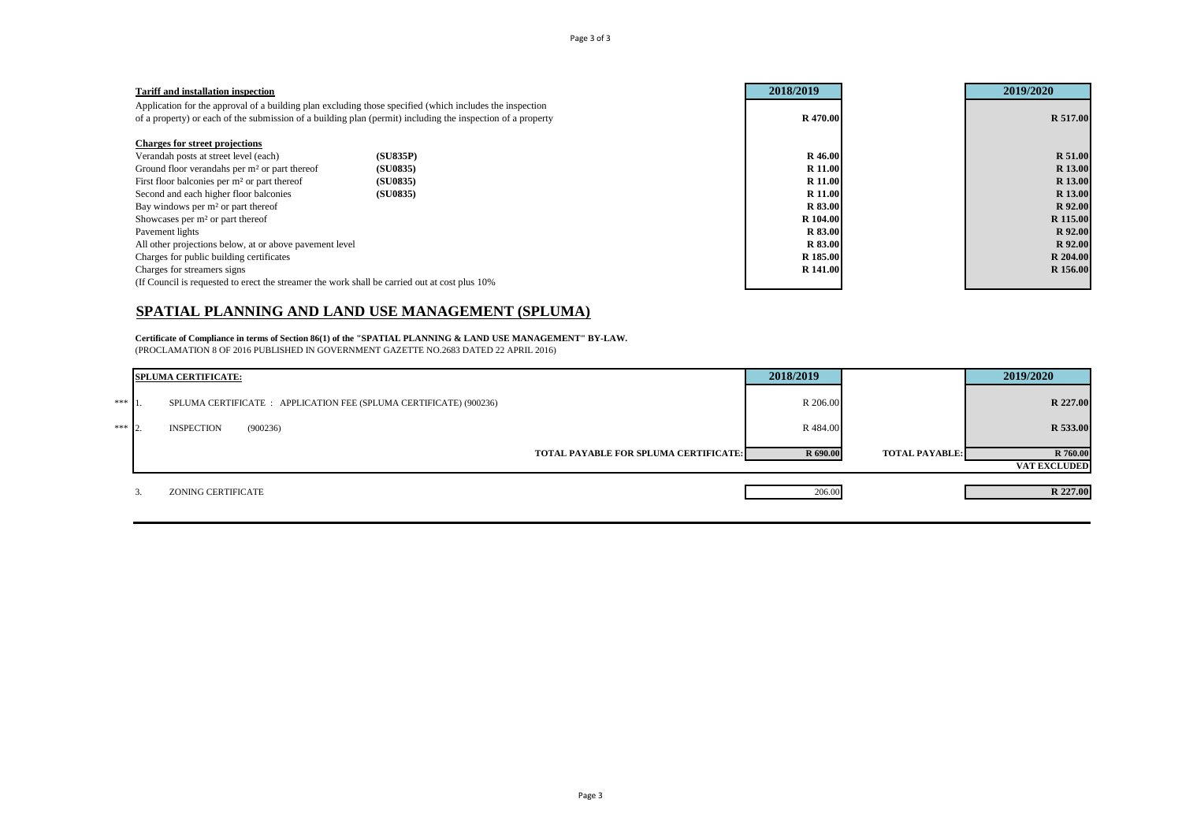| Tariff and installation inspection | | 2018/2019 | 2019/2020 |
| --- | --- | --- | --- |
| Application for the approval of a building plan excluding those specified (which includes the inspection of a property) or each of the submission of a building plan (permit) including the inspection of a property | | R 470.00 | R 517.00 |
| **Charges for street projections** | | | |
| Verandah posts at street level (each) | (SU835P) | R 46.00 | R 51.00 |
| Ground floor verandahs per m² or part thereof | (SU0835) | R 11.00 | R 13.00 |
| First floor balconies per m² or part thereof | (SU0835) | R 11.00 | R 13.00 |
| Second and each higher floor balconies | (SU0835) | R 11.00 | R 13.00 |
| Bay windows per m² or part thereof | | R 83.00 | R 92.00 |
| Showcases per m² or part thereof | | R 104.00 | R 115.00 |
| Pavement lights | | R 83.00 | R 92.00 |
| All other projections below, at or above pavement level | | R 83.00 | R 92.00 |
| Charges for public building certificates | | R 185.00 | R 204.00 |
| Charges for streamers signs | | R 141.00 | R 156.00 |
| (If Council is requested to erect the streamer the work shall be carried out at cost plus 10% | | | |

## SPATIAL PLANNING AND LAND USE MANAGEMENT (SPLUMA)

**Certificate of Compliance in terms of Section 86(1) of the "SPATIAL PLANNING & LAND USE MANAGEMENT" BY-LAW.**
(PROCLAMATION 8 OF 2016 PUBLISHED IN GOVERNMENT GAZETTE NO.2683 DATED 22 APRIL 2016)

| | SPLUMA CERTIFICATE: | 2018/2019 | | 2019/2020 |
| --- | --- | --- | --- | --- |
| *** 1. | SPLUMA CERTIFICATE : APPLICATION FEE (SPLUMA CERTIFICATE) (900236) | R 206.00 | | R 227.00 |
| *** 2. | INSPECTION (900236) | R 484.00 | | R 533.00 |
| | TOTAL PAYABLE FOR SPLUMA CERTIFICATE: | R 690.00 | TOTAL PAYABLE: | R 760.00 |
| | | | | VAT EXCLUDED |
| 3. | ZONING CERTIFICATE | 206.00 | | R 227.00 |